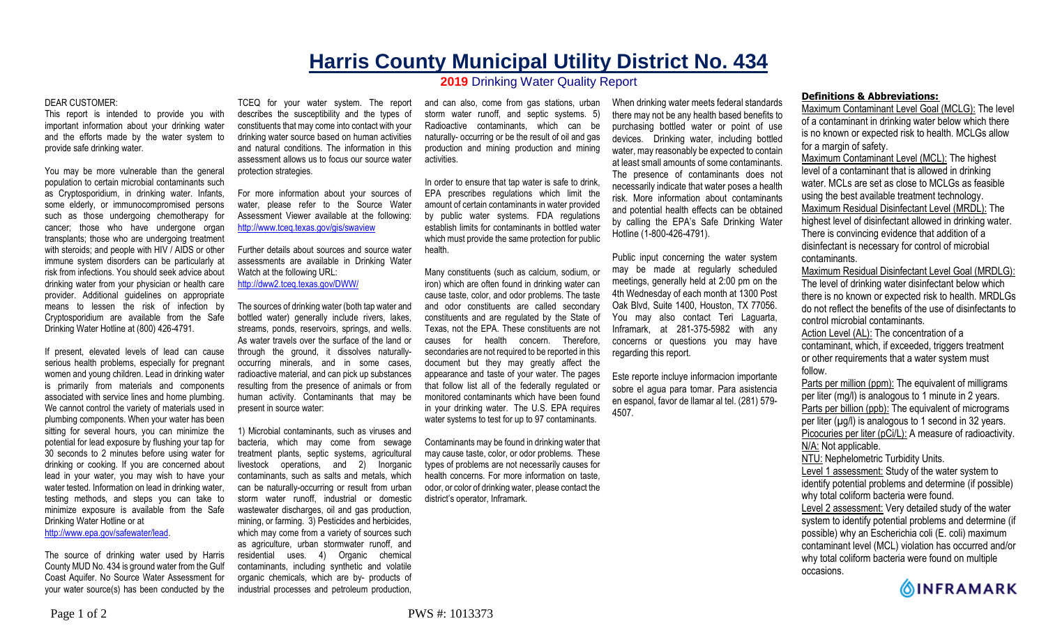# Harris County Municipal Utility District No. 434

## 2019 Drinking Water Quality Report

DEAR CUSTOMER:

This report is intended to provide you with important information about your drinking water and the efforts made by the water system to provide safe drinking water.

You may be more vulnerable than the general population to certain microbial contaminants such as Cryptosporidium, in drinking water. Infants, some elderly, or immunocompromised persons such as those undergoing chemotherapy for cancer; those who have undergone organ transplants; those who are undergoing treatment with steroids; and people with HIV / AIDS or other immune system disorders can be particularly at risk from infections. You should seek advice about drinking water from your physician or health care provider. Additional guidelines on appropriate means to lessen the risk of infection by Cryptosporidium are available from the Safe Drinking Water Hotline at (800) 426-4791.

If present, elevated levels of lead can cause serious health problems, especially for pregnant women and young children. Lead in drinking water is primarily from materials and components associated with service lines and home plumbing. We cannot control the variety of materials used in plumbing components. When your water has been sitting for several hours, you can minimize the potential for lead exposure by flushing your tap for 30 seconds to 2 minutes before using water for drinking or cooking. If you are concerned about lead in your water, you may wish to have your water tested. Information on lead in drinking water, testing methods, and steps you can take to minimize exposure is available from the Safe Drinking Water Hotline or at http://www.epa.gov/safewater/lead.

The source of drinking water used by Harris County MUD No. 434 is ground water from the Gulf Coast Aquifer. No Source Water Assessment for your water source(s) has been conducted by the TCEQ for your water system. The report describes the susceptibility and the types of constituents that may come into contact with your drinking water source based on human activities and natural conditions. The information in this assessment allows us to focus our source water protection strategies.

For more information about your sources of water, please refer to the Source Water Assessment Viewer available at the following: http://www.tceq.texas.gov/gis/swaview

Further details about sources and source water assessments are available in Drinking Water Watch at the following URL: http://dww2.tceq.texas.gov/DWW/

The sources of drinking water (both tap water and bottled water) generally include rivers, lakes, streams, ponds, reservoirs, springs, and wells. As water travels over the surface of the land or through the ground, it dissolves naturally-occurring minerals, and in some cases, radioactive material, and can pick up substances resulting from the presence of animals or from human activity. Contaminants that may be present in source water:

1) Microbial contaminants, such as viruses and bacteria, which may come from sewage treatment plants, septic systems, agricultural livestock operations, and 2) Inorganic contaminants, such as salts and metals, which can be naturally-occurring or result from urban storm water runoff, industrial or domestic wastewater discharges, oil and gas production, mining, or farming. 3) Pesticides and herbicides, which may come from a variety of sources such as agriculture, urban stormwater runoff, and residential uses. 4) Organic chemical contaminants, including synthetic and volatile organic chemicals, which are by- products of industrial processes and petroleum production, and can also, come from gas stations, urban storm water runoff, and septic systems. 5) Radioactive contaminants, which can be naturally- occurring or be the result of oil and gas production and mining production and mining activities.

In order to ensure that tap water is safe to drink, EPA prescribes regulations which limit the amount of certain contaminants in water provided by public water systems. FDA regulations establish limits for contaminants in bottled water which must provide the same protection for public health.

Many constituents (such as calcium, sodium, or iron) which are often found in drinking water can cause taste, color, and odor problems. The taste and odor constituents are called secondary constituents and are regulated by the State of Texas, not the EPA. These constituents are not causes for health concern. Therefore, secondaries are not required to be reported in this document but they may greatly affect the appearance and taste of your water. The pages that follow list all of the federally regulated or monitored contaminants which have been found in your drinking water. The U.S. EPA requires water systems to test for up to 97 contaminants.

Contaminants may be found in drinking water that may cause taste, color, or odor problems. These types of problems are not necessarily causes for health concerns. For more information on taste, odor, or color of drinking water, please contact the district's operator, Inframark.

When drinking water meets federal standards there may not be any health based benefits to purchasing bottled water or point of use devices. Drinking water, including bottled water, may reasonably be expected to contain at least small amounts of some contaminants. The presence of contaminants does not necessarily indicate that water poses a health risk. More information about contaminants and potential health effects can be obtained by calling the EPA's Safe Drinking Water Hotline (1-800-426-4791).

Public input concerning the water system may be made at regularly scheduled meetings, generally held at 2:00 pm on the 4th Wednesday of each month at 1300 Post Oak Blvd, Suite 1400, Houston, TX 77056. You may also contact Teri Laguarta, Inframark, at 281-375-5982 with any concerns or questions you may have regarding this report.

Este reporte incluye informacion importante sobre el agua para tomar. Para asistencia en espanol, favor de llamar al tel. (281) 579-4507.

**Definitions & Abbreviations:**

Maximum Contaminant Level Goal (MCLG): The level of a contaminant in drinking water below which there is no known or expected risk to health. MCLGs allow for a margin of safety.

Maximum Contaminant Level (MCL): The highest level of a contaminant that is allowed in drinking water. MCLs are set as close to MCLGs as feasible using the best available treatment technology.

Maximum Residual Disinfectant Level (MRDL): The highest level of disinfectant allowed in drinking water. There is convincing evidence that addition of a disinfectant is necessary for control of microbial contaminants.

Maximum Residual Disinfectant Level Goal (MRDLG): The level of drinking water disinfectant below which there is no known or expected risk to health. MRDLGs do not reflect the benefits of the use of disinfectants to control microbial contaminants.

Action Level (AL): The concentration of a contaminant, which, if exceeded, triggers treatment or other requirements that a water system must follow.

Parts per million (ppm): The equivalent of milligrams per liter (mg/l) is analogous to 1 minute in 2 years.

Parts per billion (ppb): The equivalent of micrograms per liter (µg/l) is analogous to 1 second in 32 years.

Picocuries per liter (pCi/L): A measure of radioactivity.

N/A: Not applicable.

NTU: Nephelometric Turbidity Units.

Level 1 assessment: Study of the water system to identify potential problems and determine (if possible) why total coliform bacteria were found.

Level 2 assessment: Very detailed study of the water system to identify potential problems and determine (if possible) why an Escherichia coli (E. coli) maximum contaminant level (MCL) violation has occurred and/or why total coliform bacteria were found on multiple occasions.

INFRAMARK

PWS #: 1013373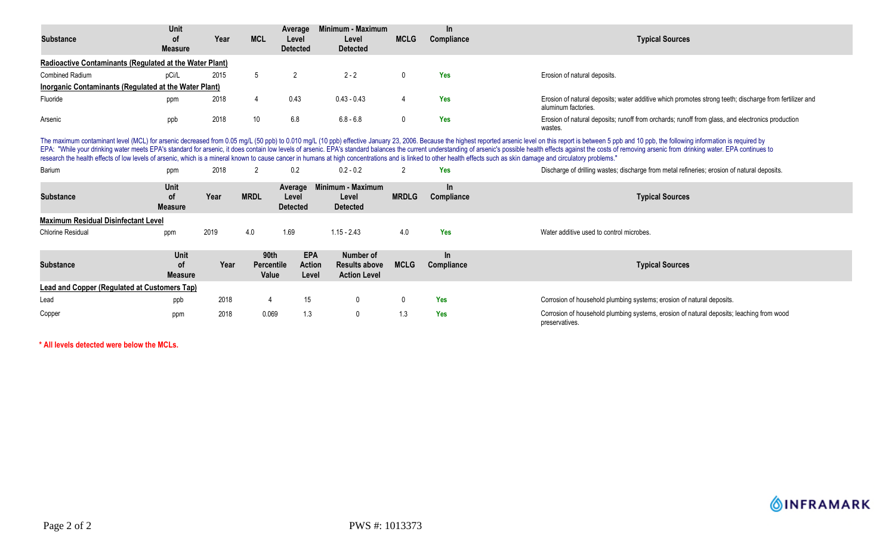| Substance | Unit of Measure | Year | MCL | Average Level Detected | Minimum - Maximum Level Detected | MCLG | In Compliance | Typical Sources |
|---|---|---|---|---|---|---|---|---|
| **Radioactive Contaminants (Regulated at the Water Plant)** | | | | | | | | |
| Combined Radium | pCi/L | 2015 | 5 | 2 | 2 - 2 | 0 | Yes | Erosion of natural deposits. |
| **Inorganic Contaminants (Regulated at the Water Plant)** | | | | | | | | |
| Fluoride | ppm | 2018 | 4 | 0.43 | 0.43 - 0.43 | 4 | Yes | Erosion of natural deposits; water additive which promotes strong teeth; discharge from fertilizer and aluminum factories. |
| Arsenic | ppb | 2018 | 10 | 6.8 | 6.8 - 6.8 | 0 | Yes | Erosion of natural deposits; runoff from orchards; runoff from glass, and electronics production wastes. |

The maximum contaminant level (MCL) for arsenic decreased from 0.05 mg/L (50 ppb) to 0.010 mg/L (10 ppb) effective January 23, 2006. Because the highest reported arsenic level on this report is between 5 ppb and 10 ppb, the following information is required by EPA: "While your drinking water meets EPA's standard for arsenic, it does contain low levels of arsenic. EPA's standard balances the current understanding of arsenic's possible health effects against the costs of removing arsenic from drinking water. EPA continues to research the health effects of low levels of arsenic, which is a mineral known to cause cancer in humans at high concentrations and is linked to other health effects such as skin damage and circulatory problems."

| Substance | Unit of Measure | Year | MCL | Average Level Detected | Minimum - Maximum Level Detected | MCLG | In Compliance | Typical Sources |
|---|---|---|---|---|---|---|---|---|
| Barium | ppm | 2018 | 2 | 0.2 | 0.2 - 0.2 | 2 | Yes | Discharge of drilling wastes; discharge from metal refineries; erosion of natural deposits. |

| Substance | Unit of Measure | Year | MRDL | Average Level Detected | Minimum - Maximum Level Detected | MRDLG | In Compliance | Typical Sources |
|---|---|---|---|---|---|---|---|---|
| **Maximum Residual Disinfectant Level** | | | | | | | | |
| Chlorine Residual | ppm | 2019 | 4.0 | 1.69 | 1.15 - 2.43 | 4.0 | Yes | Water additive used to control microbes. |

| Substance | Unit of Measure | Year | 90th Percentile Value | EPA Action Level | Number of Results above Action Level | MCLG | In Compliance | Typical Sources |
|---|---|---|---|---|---|---|---|---|
| **Lead and Copper (Regulated at Customers Tap)** | | | | | | | | |
| Lead | ppb | 2018 | 4 | 15 | 0 | 0 | Yes | Corrosion of household plumbing systems; erosion of natural deposits. |
| Copper | ppm | 2018 | 0.069 | 1.3 | 0 | 1.3 | Yes | Corrosion of household plumbing systems, erosion of natural deposits; leaching from wood preservatives. |

**\* All levels detected were below the MCLs.**

INFRAMARK

PWS #: 1013373